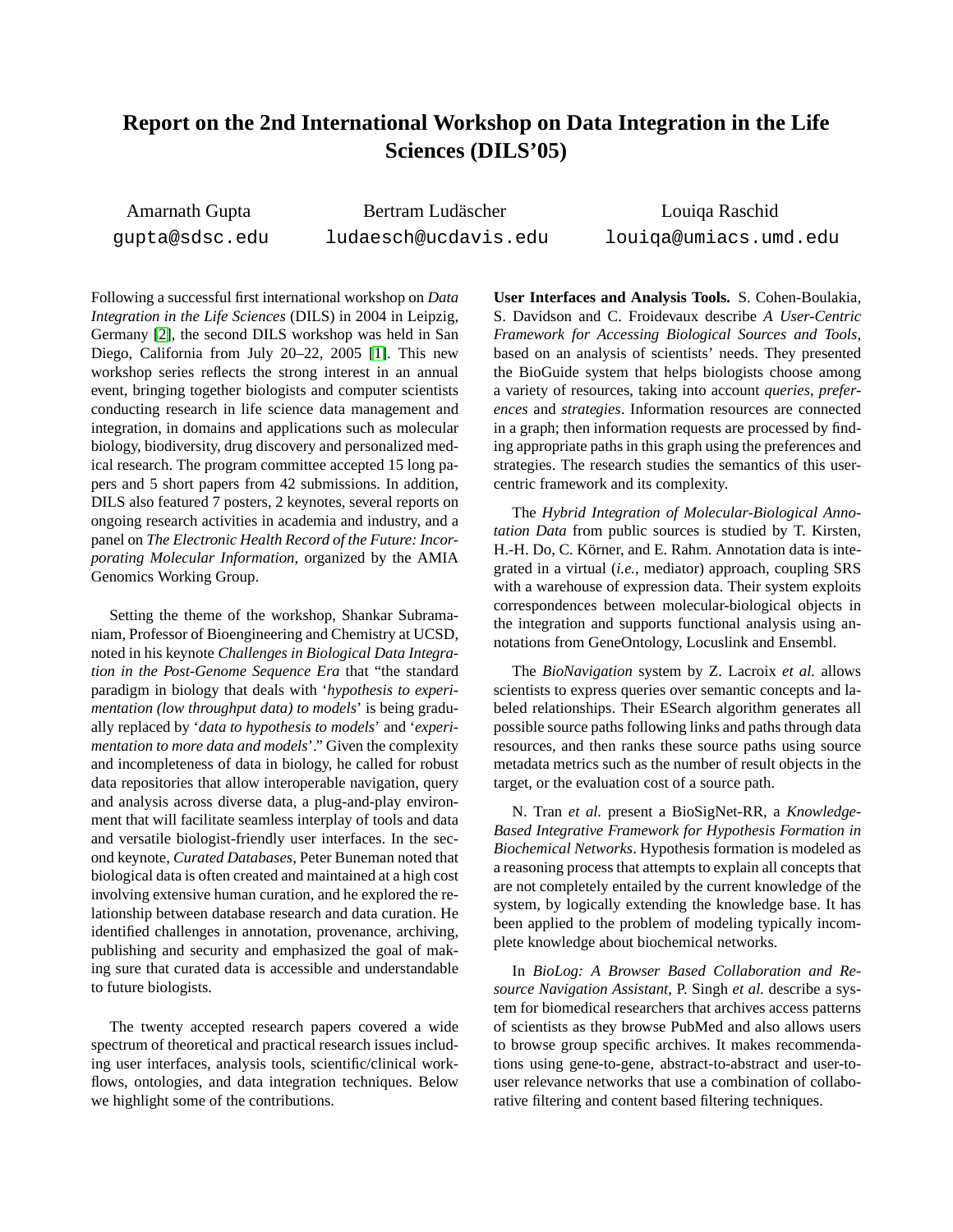# Report on the 2nd International Workshop on Data Integration in the Life Sciences (DILS'05)

Amarnath Gupta
gupta@sdsc.edu

Bertram Ludäscher
ludaesch@ucdavis.edu

Louiqa Raschid
louiqa@umiacs.umd.edu

Following a successful first international workshop on *Data Integration in the Life Sciences* (DILS) in 2004 in Leipzig, Germany [2], the second DILS workshop was held in San Diego, California from July 20–22, 2005 [1]. This new workshop series reflects the strong interest in an annual event, bringing together biologists and computer scientists conducting research in life science data management and integration, in domains and applications such as molecular biology, biodiversity, drug discovery and personalized medical research. The program committee accepted 15 long papers and 5 short papers from 42 submissions. In addition, DILS also featured 7 posters, 2 keynotes, several reports on ongoing research activities in academia and industry, and a panel on *The Electronic Health Record of the Future: Incorporating Molecular Information*, organized by the AMIA Genomics Working Group.

Setting the theme of the workshop, Shankar Subramaniam, Professor of Bioengineering and Chemistry at UCSD, noted in his keynote *Challenges in Biological Data Integration in the Post-Genome Sequence Era* that "the standard paradigm in biology that deals with '*hypothesis to experimentation (low throughput data) to models*' is being gradually replaced by '*data to hypothesis to models*' and '*experimentation to more data and models*'." Given the complexity and incompleteness of data in biology, he called for robust data repositories that allow interoperable navigation, query and analysis across diverse data, a plug-and-play environment that will facilitate seamless interplay of tools and data and versatile biologist-friendly user interfaces. In the second keynote, *Curated Databases*, Peter Buneman noted that biological data is often created and maintained at a high cost involving extensive human curation, and he explored the relationship between database research and data curation. He identified challenges in annotation, provenance, archiving, publishing and security and emphasized the goal of making sure that curated data is accessible and understandable to future biologists.

The twenty accepted research papers covered a wide spectrum of theoretical and practical research issues including user interfaces, analysis tools, scientific/clinical workflows, ontologies, and data integration techniques. Below we highlight some of the contributions.

**User Interfaces and Analysis Tools.** S. Cohen-Boulakia, S. Davidson and C. Froidevaux describe *A User-Centric Framework for Accessing Biological Sources and Tools*, based on an analysis of scientists' needs. They presented the BioGuide system that helps biologists choose among a variety of resources, taking into account *queries*, *preferences* and *strategies*. Information resources are connected in a graph; then information requests are processed by finding appropriate paths in this graph using the preferences and strategies. The research studies the semantics of this user-centric framework and its complexity.

The *Hybrid Integration of Molecular-Biological Annotation Data* from public sources is studied by T. Kirsten, H.-H. Do, C. Körner, and E. Rahm. Annotation data is integrated in a virtual (*i.e.*, mediator) approach, coupling SRS with a warehouse of expression data. Their system exploits correspondences between molecular-biological objects in the integration and supports functional analysis using annotations from GeneOntology, Locuslink and Ensembl.

The *BioNavigation* system by Z. Lacroix *et al.* allows scientists to express queries over semantic concepts and labeled relationships. Their ESearch algorithm generates all possible source paths following links and paths through data resources, and then ranks these source paths using source metadata metrics such as the number of result objects in the target, or the evaluation cost of a source path.

N. Tran *et al.* present a BioSigNet-RR, a *Knowledge-Based Integrative Framework for Hypothesis Formation in Biochemical Networks*. Hypothesis formation is modeled as a reasoning process that attempts to explain all concepts that are not completely entailed by the current knowledge of the system, by logically extending the knowledge base. It has been applied to the problem of modeling typically incomplete knowledge about biochemical networks.

In *BioLog: A Browser Based Collaboration and Resource Navigation Assistant*, P. Singh *et al.* describe a system for biomedical researchers that archives access patterns of scientists as they browse PubMed and also allows users to browse group specific archives. It makes recommendations using gene-to-gene, abstract-to-abstract and user-to-user relevance networks that use a combination of collaborative filtering and content based filtering techniques.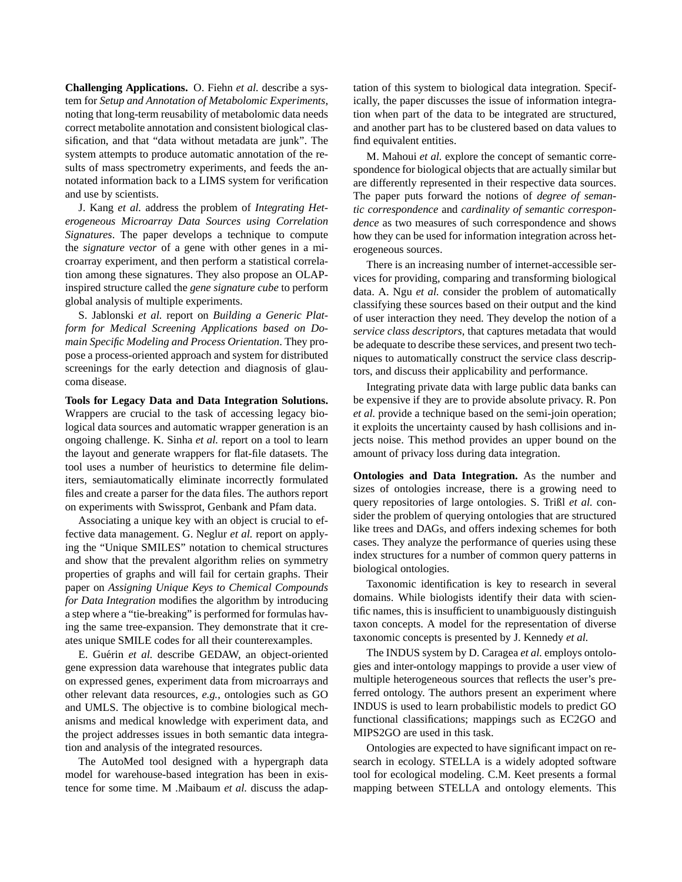**Challenging Applications.** O. Fiehn *et al.* describe a system for *Setup and Annotation of Metabolomic Experiments*, noting that long-term reusability of metabolomic data needs correct metabolite annotation and consistent biological classification, and that "data without metadata are junk". The system attempts to produce automatic annotation of the results of mass spectrometry experiments, and feeds the annotated information back to a LIMS system for verification and use by scientists.

J. Kang *et al.* address the problem of *Integrating Heterogeneous Microarray Data Sources using Correlation Signatures*. The paper develops a technique to compute the *signature vector* of a gene with other genes in a microarray experiment, and then perform a statistical correlation among these signatures. They also propose an OLAP-inspired structure called the *gene signature cube* to perform global analysis of multiple experiments.

S. Jablonski *et al.* report on *Building a Generic Platform for Medical Screening Applications based on Domain Specific Modeling and Process Orientation*. They propose a process-oriented approach and system for distributed screenings for the early detection and diagnosis of glaucoma disease.

**Tools for Legacy Data and Data Integration Solutions.** Wrappers are crucial to the task of accessing legacy biological data sources and automatic wrapper generation is an ongoing challenge. K. Sinha *et al.* report on a tool to learn the layout and generate wrappers for flat-file datasets. The tool uses a number of heuristics to determine file delimiters, semiautomatically eliminate incorrectly formulated files and create a parser for the data files. The authors report on experiments with Swissprot, Genbank and Pfam data.

Associating a unique key with an object is crucial to effective data management. G. Neglur *et al.* report on applying the "Unique SMILES" notation to chemical structures and show that the prevalent algorithm relies on symmetry properties of graphs and will fail for certain graphs. Their paper on *Assigning Unique Keys to Chemical Compounds for Data Integration* modifies the algorithm by introducing a step where a "tie-breaking" is performed for formulas having the same tree-expansion. They demonstrate that it creates unique SMILE codes for all their counterexamples.

E. Guérin *et al.* describe GEDAW, an object-oriented gene expression data warehouse that integrates public data on expressed genes, experiment data from microarrays and other relevant data resources, *e.g.*, ontologies such as GO and UMLS. The objective is to combine biological mechanisms and medical knowledge with experiment data, and the project addresses issues in both semantic data integration and analysis of the integrated resources.

The AutoMed tool designed with a hypergraph data model for warehouse-based integration has been in existence for some time. M .Maibaum *et al.* discuss the adaptation of this system to biological data integration. Specifically, the paper discusses the issue of information integration when part of the data to be integrated are structured, and another part has to be clustered based on data values to find equivalent entities.

M. Mahoui *et al.* explore the concept of semantic correspondence for biological objects that are actually similar but are differently represented in their respective data sources. The paper puts forward the notions of *degree of semantic correspondence* and *cardinality of semantic correspondence* as two measures of such correspondence and shows how they can be used for information integration across heterogeneous sources.

There is an increasing number of internet-accessible services for providing, comparing and transforming biological data. A. Ngu *et al.* consider the problem of automatically classifying these sources based on their output and the kind of user interaction they need. They develop the notion of a *service class descriptors*, that captures metadata that would be adequate to describe these services, and present two techniques to automatically construct the service class descriptors, and discuss their applicability and performance.

Integrating private data with large public data banks can be expensive if they are to provide absolute privacy. R. Pon *et al.* provide a technique based on the semi-join operation; it exploits the uncertainty caused by hash collisions and injects noise. This method provides an upper bound on the amount of privacy loss during data integration.

**Ontologies and Data Integration.** As the number and sizes of ontologies increase, there is a growing need to query repositories of large ontologies. S. Trißl *et al.* consider the problem of querying ontologies that are structured like trees and DAGs, and offers indexing schemes for both cases. They analyze the performance of queries using these index structures for a number of common query patterns in biological ontologies.

Taxonomic identification is key to research in several domains. While biologists identify their data with scientific names, this is insufficient to unambiguously distinguish taxon concepts. A model for the representation of diverse taxonomic concepts is presented by J. Kennedy *et al.*

The INDUS system by D. Caragea *et al.* employs ontologies and inter-ontology mappings to provide a user view of multiple heterogeneous sources that reflects the user's preferred ontology. The authors present an experiment where INDUS is used to learn probabilistic models to predict GO functional classifications; mappings such as EC2GO and MIPS2GO are used in this task.

Ontologies are expected to have significant impact on research in ecology. STELLA is a widely adopted software tool for ecological modeling. C.M. Keet presents a formal mapping between STELLA and ontology elements. This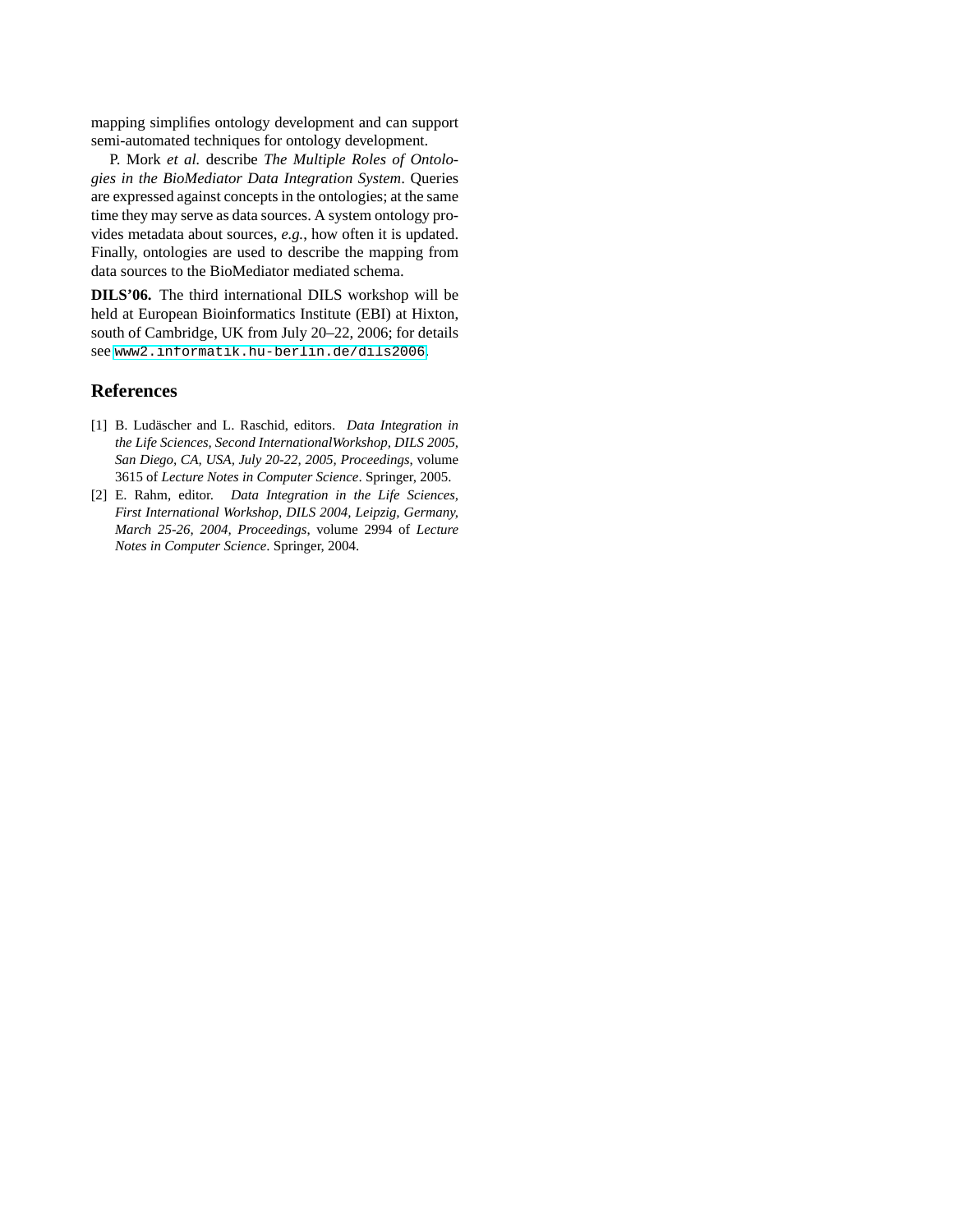mapping simplifies ontology development and can support semi-automated techniques for ontology development.

P. Mork *et al.* describe *The Multiple Roles of Ontologies in the BioMediator Data Integration System*. Queries are expressed against concepts in the ontologies; at the same time they may serve as data sources. A system ontology provides metadata about sources, *e.g.*, how often it is updated. Finally, ontologies are used to describe the mapping from data sources to the BioMediator mediated schema.

**DILS'06.** The third international DILS workshop will be held at European Bioinformatics Institute (EBI) at Hixton, south of Cambridge, UK from July 20–22, 2006; for details see `www2.informatik.hu-berlin.de/dils2006`.

## References

[1] B. Ludäscher and L. Raschid, editors. *Data Integration in the Life Sciences, Second InternationalWorkshop, DILS 2005, San Diego, CA, USA, July 20-22, 2005, Proceedings*, volume 3615 of *Lecture Notes in Computer Science*. Springer, 2005.

[2] E. Rahm, editor. *Data Integration in the Life Sciences, First International Workshop, DILS 2004, Leipzig, Germany, March 25-26, 2004, Proceedings*, volume 2994 of *Lecture Notes in Computer Science*. Springer, 2004.